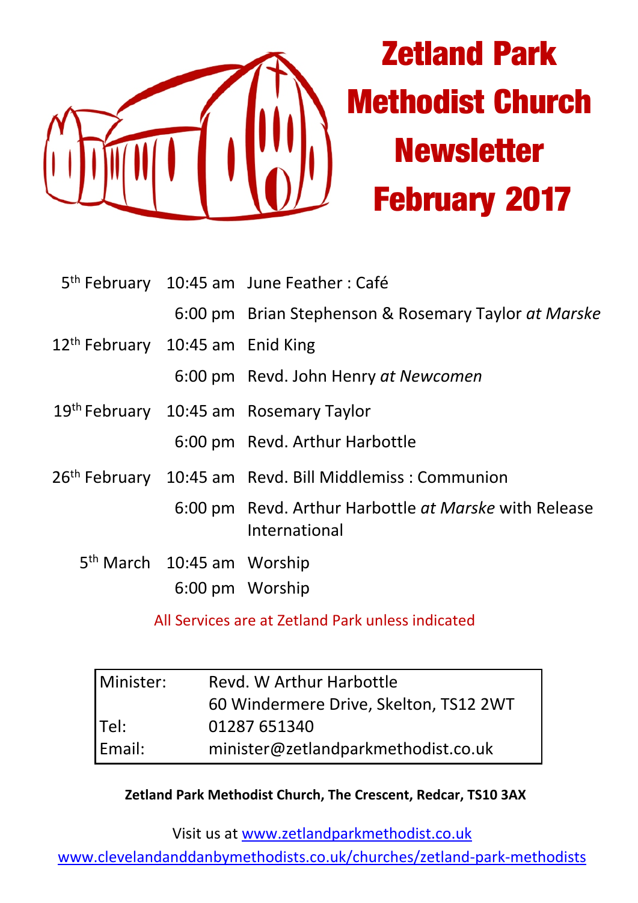# Zetland Park Methodist Church Newsletter February 2017

| | | |
|---|---|---|
| 5th February | 10:45 am | June Feather : Café |
| | 6:00 pm | Brian Stephenson & Rosemary Taylor *at Marske* |
| 12th February | 10:45 am | Enid King |
| | 6:00 pm | Revd. John Henry *at Newcomen* |
| 19th February | 10:45 am | Rosemary Taylor |
| | 6:00 pm | Revd. Arthur Harbottle |
| 26th February | 10:45 am | Revd. Bill Middlemiss : Communion |
| | 6:00 pm | Revd. Arthur Harbottle *at Marske* with Release International |
| 5th March | 10:45 am | Worship |
| | 6:00 pm | Worship |

All Services are at Zetland Park unless indicated

| | |
|---|---|
| Minister: | Revd. W Arthur Harbottle |
| | 60 Windermere Drive, Skelton, TS12 2WT |
| Tel: | 01287 651340 |
| Email: | minister@zetlandparkmethodist.co.uk |

**Zetland Park Methodist Church, The Crescent, Redcar, TS10 3AX**

Visit us at www.zetlandparkmethodist.co.uk

www.clevelandanddanbymethodists.co.uk/churches/zetland-park-methodists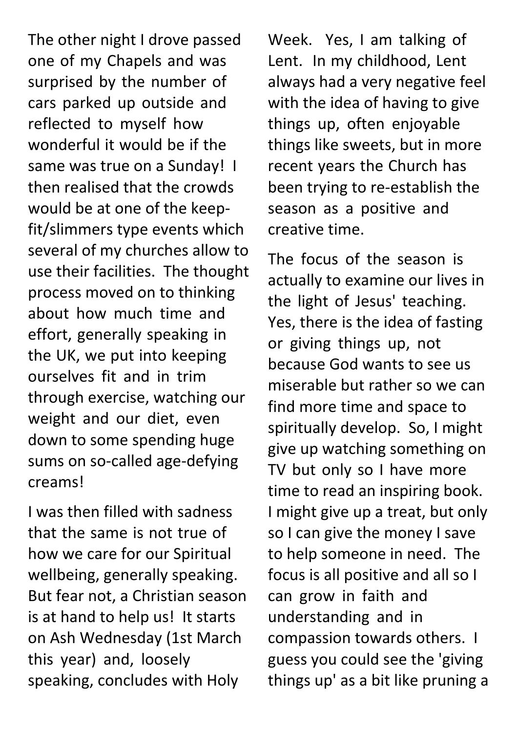The other night I drove passed one of my Chapels and was surprised by the number of cars parked up outside and reflected to myself how wonderful it would be if the same was true on a Sunday! I then realised that the crowds would be at one of the keep-fit/slimmers type events which several of my churches allow to use their facilities. The thought process moved on to thinking about how much time and effort, generally speaking in the UK, we put into keeping ourselves fit and in trim through exercise, watching our weight and our diet, even down to some spending huge sums on so-called age-defying creams!

I was then filled with sadness that the same is not true of how we care for our Spiritual wellbeing, generally speaking. But fear not, a Christian season is at hand to help us! It starts on Ash Wednesday (1st March this year) and, loosely speaking, concludes with Holy Week. Yes, I am talking of Lent. In my childhood, Lent always had a very negative feel with the idea of having to give things up, often enjoyable things like sweets, but in more recent years the Church has been trying to re-establish the season as a positive and creative time.

The focus of the season is actually to examine our lives in the light of Jesus' teaching. Yes, there is the idea of fasting or giving things up, not because God wants to see us miserable but rather so we can find more time and space to spiritually develop. So, I might give up watching something on TV but only so I have more time to read an inspiring book. I might give up a treat, but only so I can give the money I save to help someone in need. The focus is all positive and all so I can grow in faith and understanding and in compassion towards others. I guess you could see the 'giving things up' as a bit like pruning a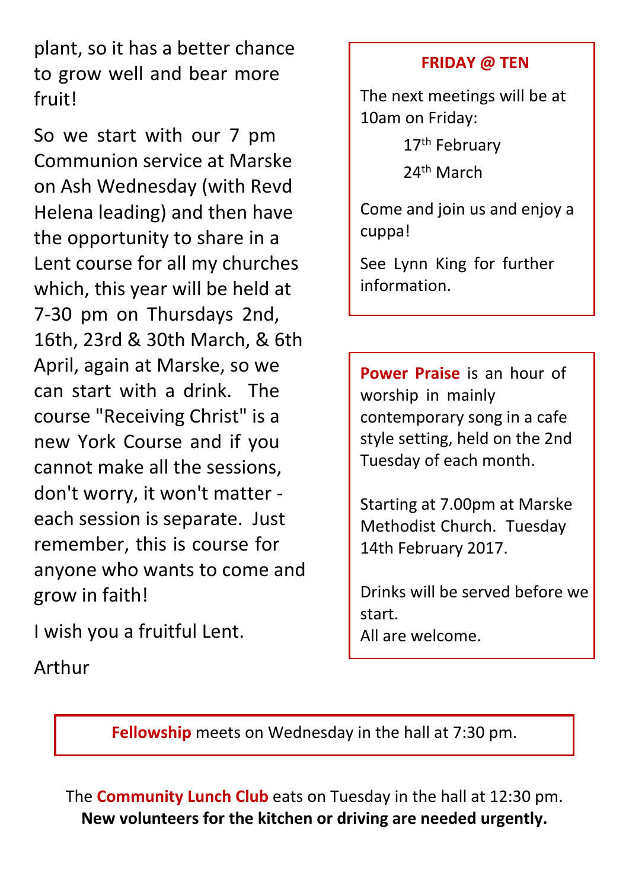plant, so it has a better chance to grow well and bear more fruit!

So we start with our 7 pm Communion service at Marske on Ash Wednesday (with Revd Helena leading) and then have the opportunity to share in a Lent course for all my churches which, this year will be held at 7-30 pm on Thursdays 2nd, 16th, 23rd & 30th March, & 6th April, again at Marske, so we can start with a drink. The course "Receiving Christ" is a new York Course and if you cannot make all the sessions, don't worry, it won't matter - each session is separate. Just remember, this is course for anyone who wants to come and grow in faith!

I wish you a fruitful Lent.

Arthur

**FRIDAY @ TEN**

The next meetings will be at 10am on Friday:

17th February

24th March

Come and join us and enjoy a cuppa!

See Lynn King for further information.

**Power Praise** is an hour of worship in mainly contemporary song in a cafe style setting, held on the 2nd Tuesday of each month.

Starting at 7.00pm at Marske Methodist Church. Tuesday 14th February 2017.

Drinks will be served before we start.
All are welcome.

**Fellowship** meets on Wednesday in the hall at 7:30 pm.

The **Community Lunch Club** eats on Tuesday in the hall at 12:30 pm.
**New volunteers for the kitchen or driving are needed urgently.**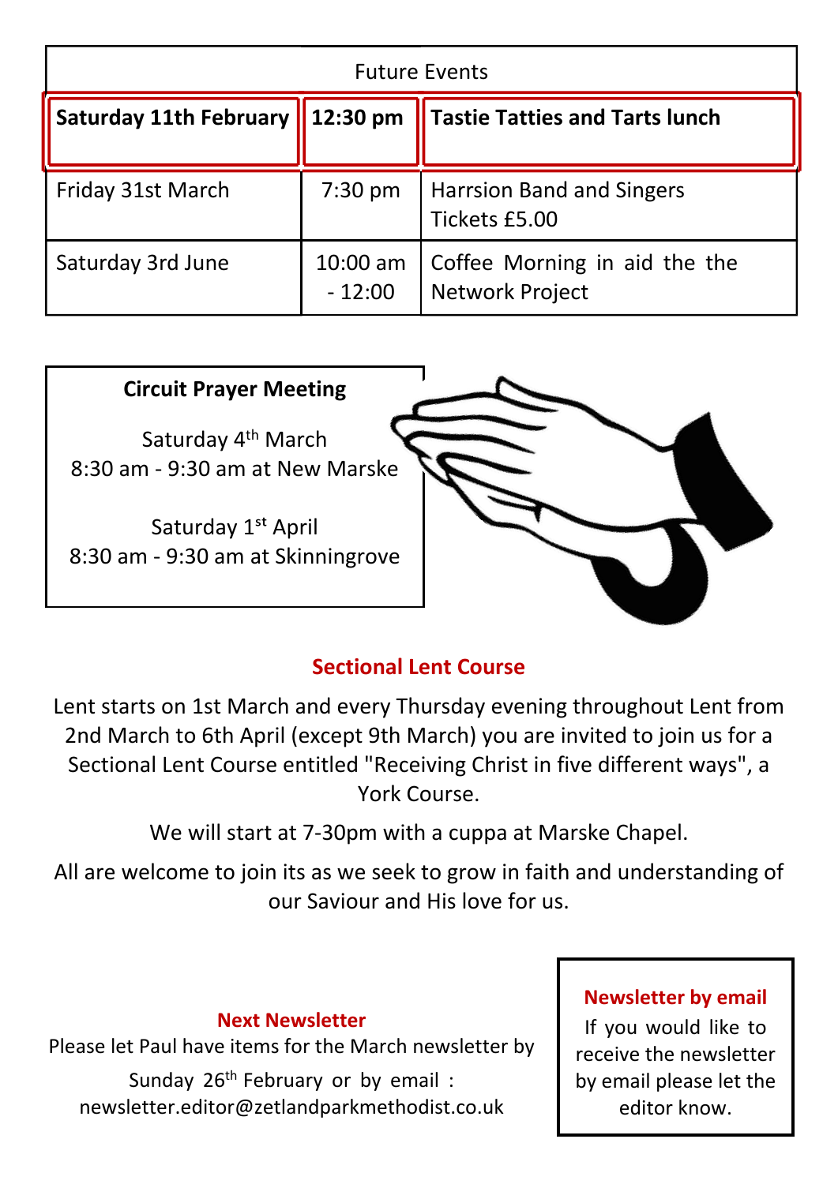| Future Events | | |
|---|---|---|
| **Saturday 11th February** | **12:30 pm** | **Tastie Tatties and Tarts lunch** |
| Friday 31st March | 7:30 pm | Harrsion Band and Singers Tickets £5.00 |
| Saturday 3rd June | 10:00 am - 12:00 | Coffee Morning in aid the the Network Project |

**Circuit Prayer Meeting**

Saturday 4th March
8:30 am - 9:30 am at New Marske

Saturday 1st April
8:30 am - 9:30 am at Skinningrove

## Sectional Lent Course

Lent starts on 1st March and every Thursday evening throughout Lent from 2nd March to 6th April (except 9th March) you are invited to join us for a Sectional Lent Course entitled "Receiving Christ in five different ways", a York Course.

We will start at 7-30pm with a cuppa at Marske Chapel.

All are welcome to join its as we seek to grow in faith and understanding of our Saviour and His love for us.

**Next Newsletter**

Please let Paul have items for the March newsletter by Sunday 26th February or by email : newsletter.editor@zetlandparkmethodist.co.uk

**Newsletter by email**

If you would like to receive the newsletter by email please let the editor know.